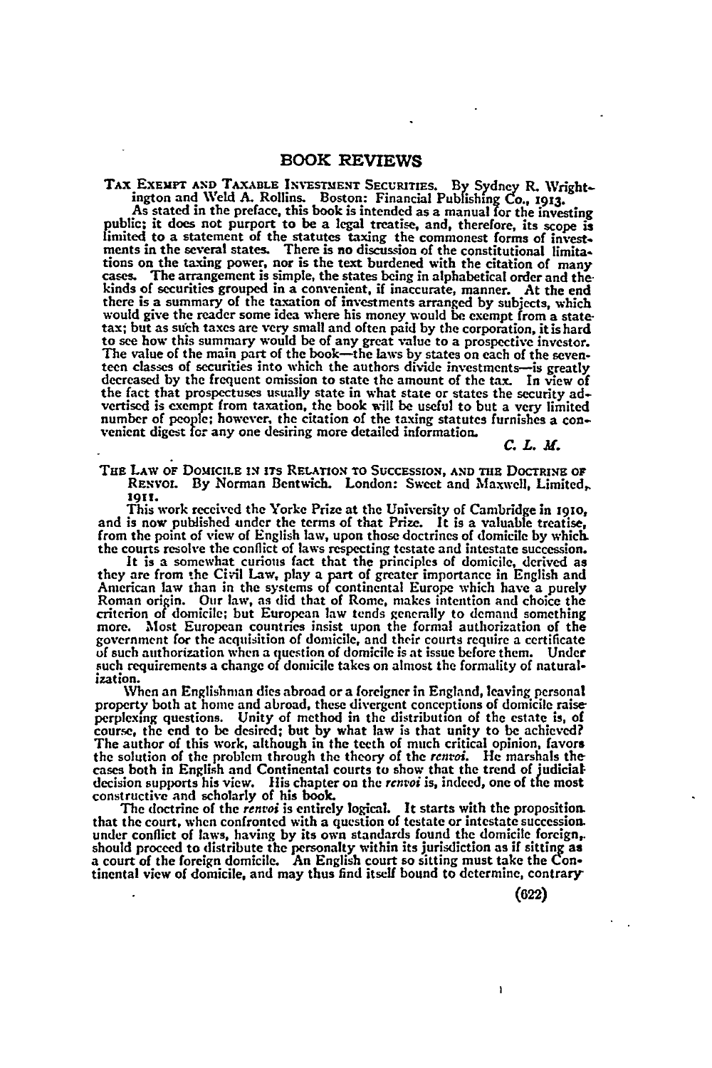# BOOK REVIEWS

TAX EXEMPT AND TAXABLE INVESTMENT SECURITIES. By Sydney R. Wrightington and Weld A. Rollins. Boston: Financial Publishing Co., 1913.

As stated in the preface, this book is intended as a manual for the investing public; it does not purport to be a legal treatise, and, therefore, its scope is limited to a statement of the statutes taxing the commonest forms of investments in the several states. There is no discussion of the constitutional limitations on the taxing power, nor is the text burdened with the citation of many cases. The arrangement is simple, the states being in alphabetical order and the kinds of securities grouped in a convenient, if inaccurate, manner. At the end there is a summary of the taxation of investments arranged by subjects, which would give the reader some idea where his money would be exempt from a state tax; but as such taxes are very small and often paid by the corporation, it is hard to see how this summary would be of any great value to a prospective investor. The value of the main part of the book—the laws by states on each of the seventeen classes of securities into which the authors divide investments—is greatly decreased by the frequent omission to state the amount of the tax. In view of the fact that prospectuses usually state in what state or states the security advertised is exempt from taxation, the book will be useful to but a very limited number of people; however, the citation of the taxing statutes furnishes a convenient digest for any one desiring more detailed information.

*C. L. M.*

THE LAW OF DOMICILE IN ITS RELATION TO SUCCESSION, AND THE DOCTRINE OF RENVOI. By Norman Bentwich. London: Sweet and Maxwell, Limited, 1911.

This work received the Yorke Prize at the University of Cambridge in 1910, and is now published under the terms of that Prize. It is a valuable treatise, from the point of view of English law, upon those doctrines of domicile by which the courts resolve the conflict of laws respecting testate and intestate succession.

It is a somewhat curious fact that the principles of domicile, derived as they are from the Civil Law, play a part of greater importance in English and American law than in the systems of continental Europe which have a purely Roman origin. Our law, as did that of Rome, makes intention and choice the criterion of domicile; but European law tends generally to demand something more. Most European countries insist upon the formal authorization of the government for the acquisition of domicile, and their courts require a certificate of such authorization when a question of domicile is at issue before them. Under such requirements a change of domicile takes on almost the formality of naturalization.

When an Englishman dies abroad or a foreigner in England, leaving personal property both at home and abroad, these divergent conceptions of domicile raise perplexing questions. Unity of method in the distribution of the estate is, of course, the end to be desired; but by what law is that unity to be achieved? The author of this work, although in the teeth of much critical opinion, favors the solution of the problem through the theory of the *renvoi*. He marshals the cases both in English and Continental courts to show that the trend of judicial decision supports his view. His chapter on the *renvoi* is, indeed, one of the most constructive and scholarly of his book.

The doctrine of the *renvoi* is entirely logical. It starts with the proposition that the court, when confronted with a question of testate or intestate succession under conflict of laws, having by its own standards found the domicile foreign, should proceed to distribute the personalty within its jurisdiction as if sitting as a court of the foreign domicile. An English court so sitting must take the Continental view of domicile, and may thus find itself bound to determine, contrary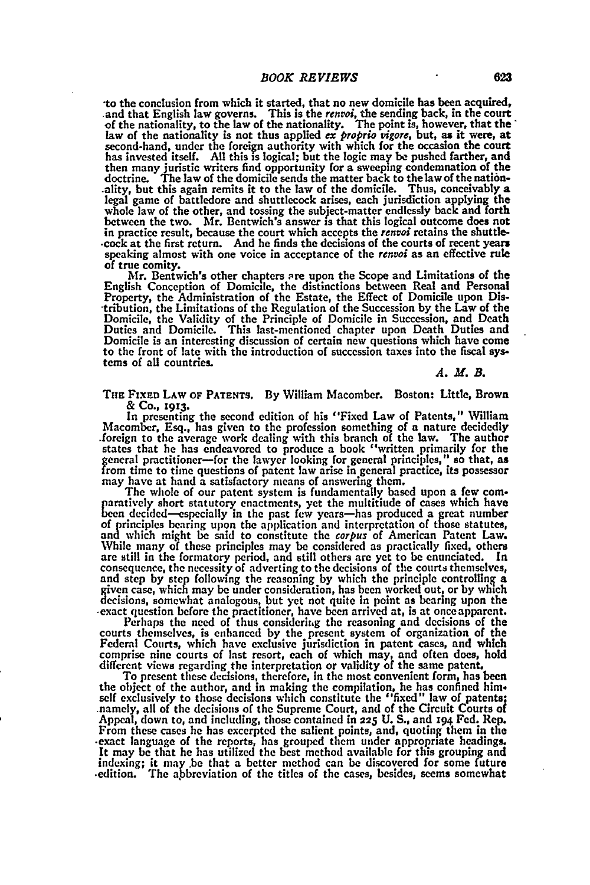to the conclusion from which it started, that no new domicile has been acquired, and that English law governs. This is the *renvoi*, the sending back, in the court of the nationality, to the law of the nationality. The point is, however, that the law of the nationality is not thus applied *ex proprio vigore*, but, as it were, at second-hand, under the foreign authority with which for the occasion the court has invested itself. All this is logical; but the logic may be pushed farther, and then many juristic writers find opportunity for a sweeping condemnation of the doctrine. The law of the domicile sends the matter back to the law of the nationality, but this again remits it to the law of the domicile. Thus, conceivably a legal game of battledore and shuttlecock arises, each jurisdiction applying the whole law of the other, and tossing the subject-matter endlessly back and forth between the two. Mr. Bentwich's answer is that this logical outcome does not in practice result, because the court which accepts the *renvoi* retains the shuttlecock at the first return. And he finds the decisions of the courts of recent years speaking almost with one voice in acceptance of the *renvoi* as an effective rule of true comity.

Mr. Bentwich's other chapters are upon the Scope and Limitations of the English Conception of Domicile, the distinctions between Real and Personal Property, the Administration of the Estate, the Effect of Domicile upon Distribution, the Limitations of the Regulation of the Succession by the Law of the Domicile, the Validity of the Principle of Domicile in Succession, and Death Duties and Domicile. This last-mentioned chapter upon Death Duties and Domicile is an interesting discussion of certain new questions which have come to the front of late with the introduction of succession taxes into the fiscal systems of all countries.

*A. M. B.*

THE FIXED LAW OF PATENTS. By William Macomber. Boston: Little, Brown & Co., 1913.

In presenting the second edition of his "Fixed Law of Patents," William Macomber, Esq., has given to the profession something of a nature decidedly foreign to the average work dealing with this branch of the law. The author states that he has endeavored to produce a book "written primarily for the general practitioner—for the lawyer looking for general principles," so that, as from time to time questions of patent law arise in general practice, its possessor may have at hand a satisfactory means of answering them.

The whole of our patent system is fundamentally based upon a few comparatively short statutory enactments, yet the multitiude of cases which have been decided—especially in the past few years—has produced a great number of principles bearing upon the application and interpretation of those statutes, and which might be said to constitute the *corpus* of American Patent Law. While many of these principles may be considered as practically fixed, others are still in the formatory period, and still others are yet to be enunciated. In consequence, the necessity of adverting to the decisions of the courts themselves, and step by step following the reasoning by which the principle controlling a given case, which may be under consideration, has been worked out, or by which decisions, somewhat analogous, but yet not quite in point as bearing upon the exact question before the practitioner, have been arrived at, is at once apparent.

Perhaps the need of thus considering the reasoning and decisions of the courts themselves, is enhanced by the present system of organization of the Federal Courts, which have exclusive jurisdiction in patent cases, and which comprise nine courts of last resort, each of which may, and often does, hold different views regarding the interpretation or validity of the same patent.

To present these decisions, therefore, in the most convenient form, has been the object of the author, and in making the compilation, he has confined himself exclusively to those decisions which constitute the "fixed" law of patents; namely, all of the decisions of the Supreme Court, and of the Circuit Courts of Appeal, down to, and including, those contained in 225 U. S., and 194 Fed. Rep. From these cases he has excerpted the salient points, and, quoting them in the exact language of the reports, has grouped them under appropriate headings. It may be that he has utilized the best method available for this grouping and indexing; it may be that a better method can be discovered for some future edition. The abbreviation of the titles of the cases, besides, seems somewhat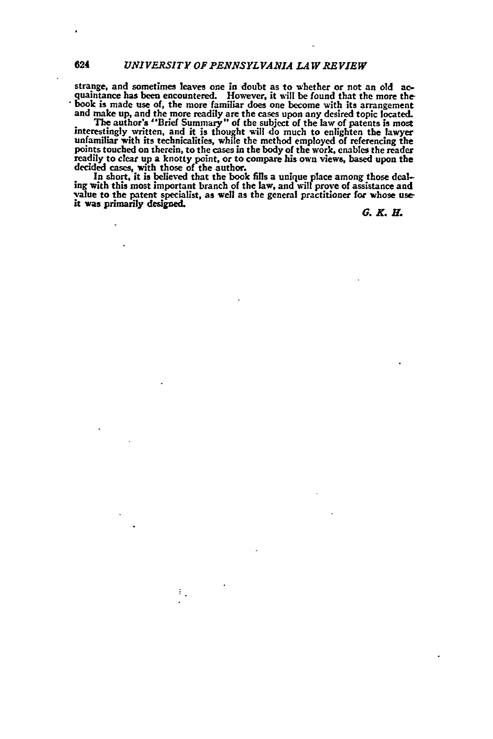strange, and sometimes leaves one in doubt as to whether or not an old acquaintance has been encountered. However, it will be found that the more the book is made use of, the more familiar does one become with its arrangement and make up, and the more readily are the cases upon any desired topic located.

The author's "Brief Summary" of the subject of the law of patents is most interestingly written, and it is thought will do much to enlighten the lawyer unfamiliar with its technicalities, while the method employed of referencing the points touched on therein, to the cases in the body of the work, enables the reader readily to clear up a knotty point, or to compare his own views, based upon the decided cases, with those of the author.

In short, it is believed that the book fills a unique place among those dealing with this most important branch of the law, and will prove of assistance and value to the patent specialist, as well as the general practitioner for whose use it was primarily designed.

*G. K. H.*